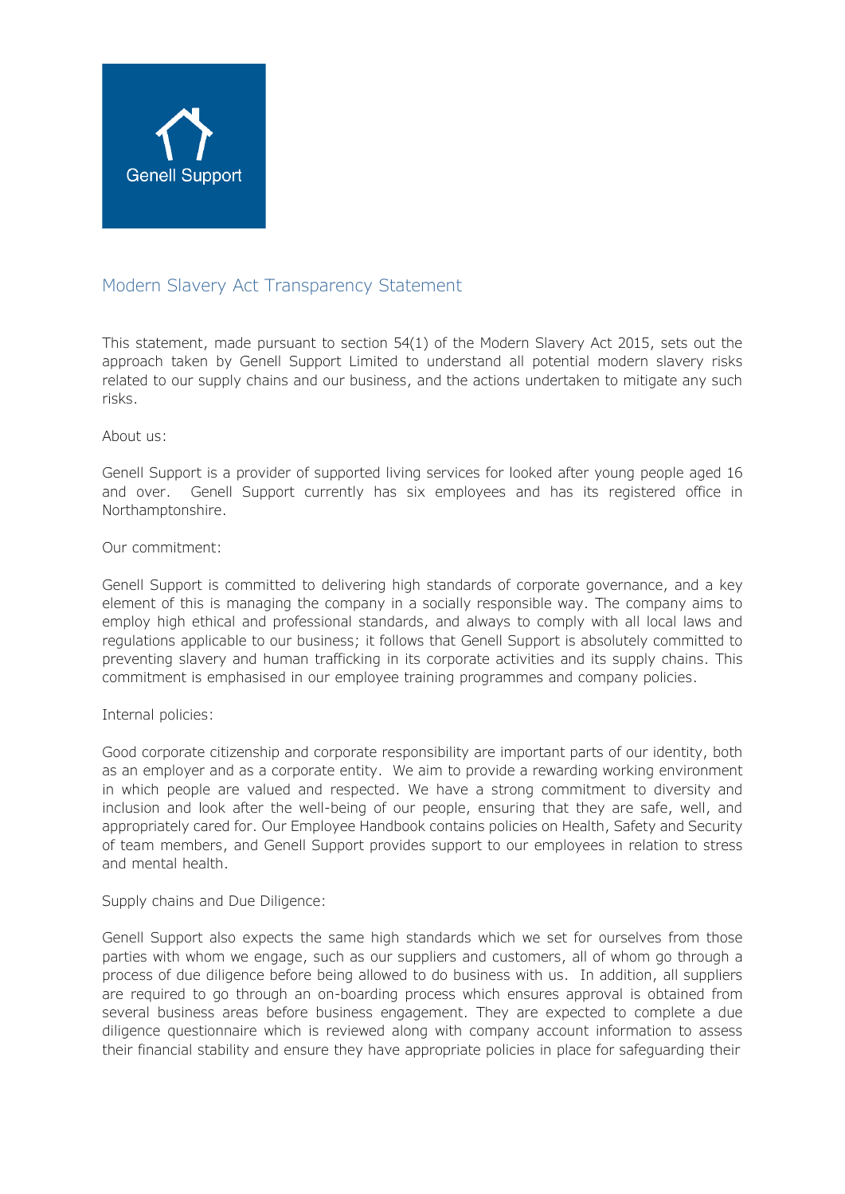Genell Support

# Modern Slavery Act Transparency Statement

This statement, made pursuant to section 54(1) of the Modern Slavery Act 2015, sets out the approach taken by Genell Support Limited to understand all potential modern slavery risks related to our supply chains and our business, and the actions undertaken to mitigate any such risks.

About us:

Genell Support is a provider of supported living services for looked after young people aged 16 and over. Genell Support currently has six employees and has its registered office in Northamptonshire.

Our commitment:

Genell Support is committed to delivering high standards of corporate governance, and a key element of this is managing the company in a socially responsible way. The company aims to employ high ethical and professional standards, and always to comply with all local laws and regulations applicable to our business; it follows that Genell Support is absolutely committed to preventing slavery and human trafficking in its corporate activities and its supply chains. This commitment is emphasised in our employee training programmes and company policies.

Internal policies:

Good corporate citizenship and corporate responsibility are important parts of our identity, both as an employer and as a corporate entity. We aim to provide a rewarding working environment in which people are valued and respected. We have a strong commitment to diversity and inclusion and look after the well-being of our people, ensuring that they are safe, well, and appropriately cared for. Our Employee Handbook contains policies on Health, Safety and Security of team members, and Genell Support provides support to our employees in relation to stress and mental health.

Supply chains and Due Diligence:

Genell Support also expects the same high standards which we set for ourselves from those parties with whom we engage, such as our suppliers and customers, all of whom go through a process of due diligence before being allowed to do business with us. In addition, all suppliers are required to go through an on-boarding process which ensures approval is obtained from several business areas before business engagement. They are expected to complete a due diligence questionnaire which is reviewed along with company account information to assess their financial stability and ensure they have appropriate policies in place for safeguarding their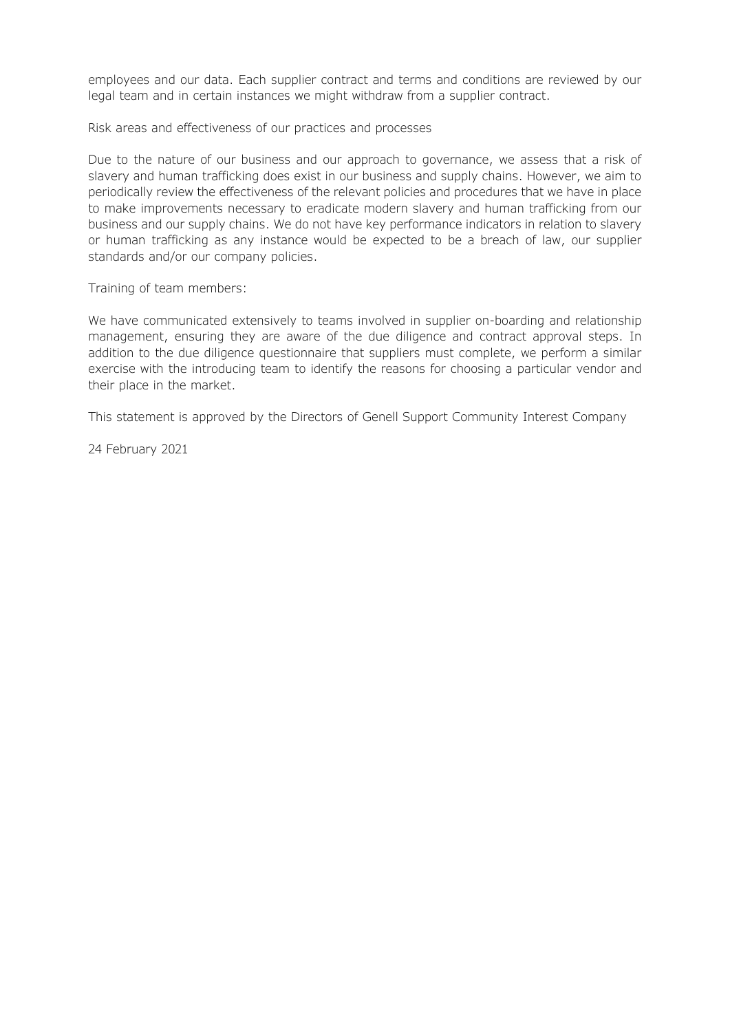employees and our data. Each supplier contract and terms and conditions are reviewed by our legal team and in certain instances we might withdraw from a supplier contract.

Risk areas and effectiveness of our practices and processes

Due to the nature of our business and our approach to governance, we assess that a risk of slavery and human trafficking does exist in our business and supply chains. However, we aim to periodically review the effectiveness of the relevant policies and procedures that we have in place to make improvements necessary to eradicate modern slavery and human trafficking from our business and our supply chains. We do not have key performance indicators in relation to slavery or human trafficking as any instance would be expected to be a breach of law, our supplier standards and/or our company policies.

Training of team members:

We have communicated extensively to teams involved in supplier on-boarding and relationship management, ensuring they are aware of the due diligence and contract approval steps. In addition to the due diligence questionnaire that suppliers must complete, we perform a similar exercise with the introducing team to identify the reasons for choosing a particular vendor and their place in the market.

This statement is approved by the Directors of Genell Support Community Interest Company

24 February 2021